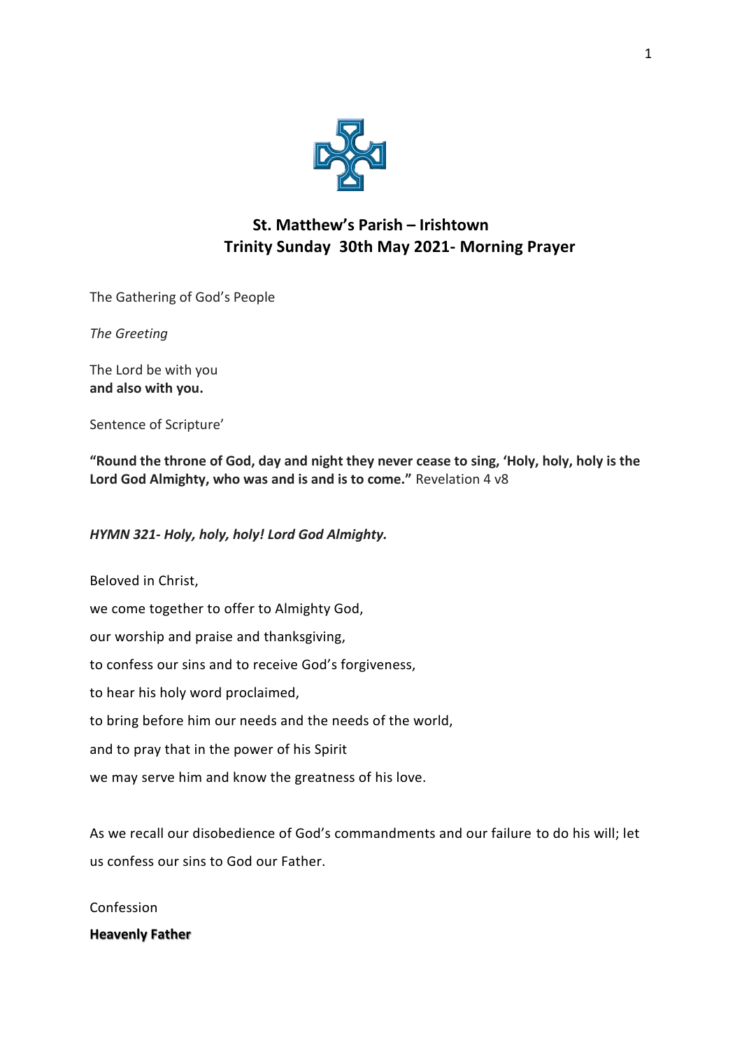## St. Matthew's Parish – Irishtown
## Trinity Sunday 30th May 2021- Morning Prayer

The Gathering of God's People

*The Greeting*

The Lord be with you
**and also with you.**

Sentence of Scripture'

**"Round the throne of God, day and night they never cease to sing, 'Holy, holy, holy is the Lord God Almighty, who was and is and is to come."** Revelation 4 v8

***HYMN 321- Holy, holy, holy! Lord God Almighty.***

Beloved in Christ,

we come together to offer to Almighty God,

our worship and praise and thanksgiving,

to confess our sins and to receive God's forgiveness,

to hear his holy word proclaimed,

to bring before him our needs and the needs of the world,

and to pray that in the power of his Spirit

we may serve him and know the greatness of his love.

As we recall our disobedience of God's commandments and our failure to do his will; let us confess our sins to God our Father.

Confession

**Heavenly Father**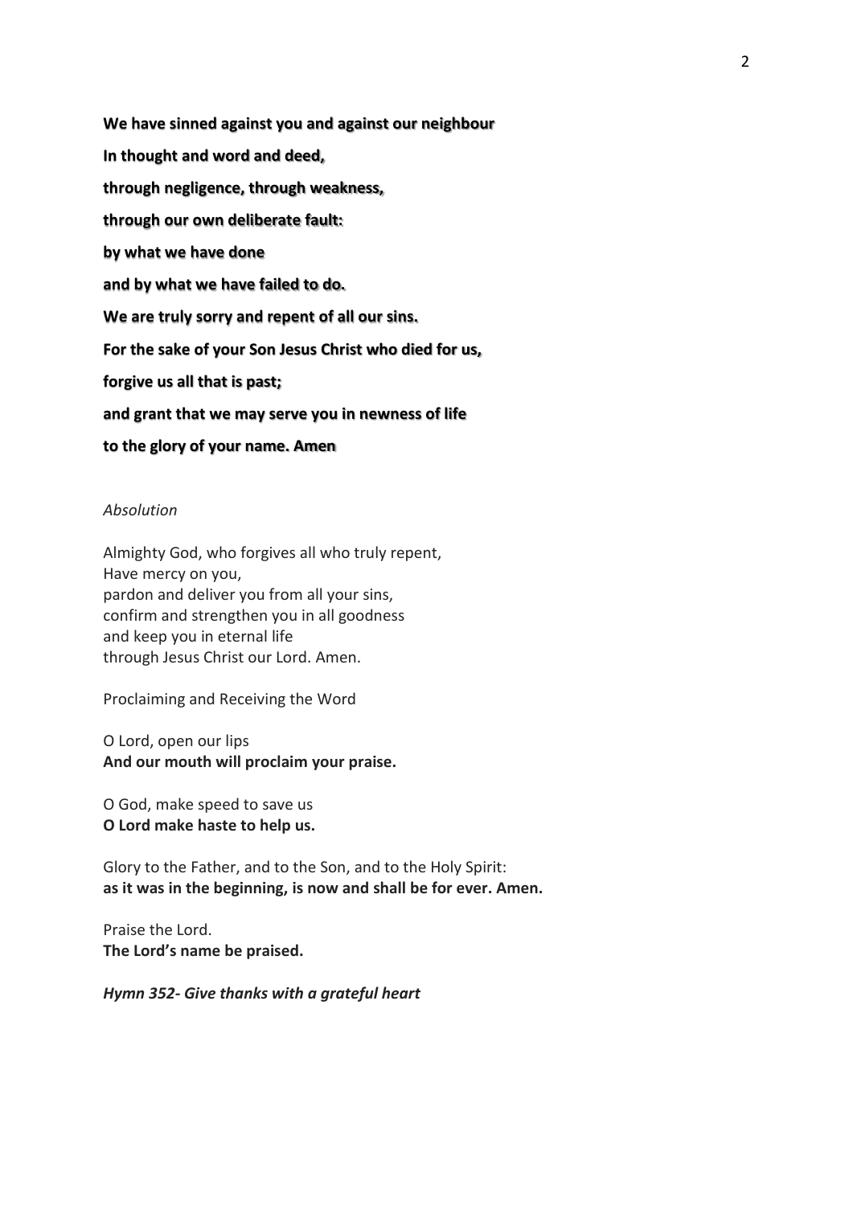**We have sinned against you and against our neighbour**
**In thought and word and deed,**
**through negligence, through weakness,**
**through our own deliberate fault:**
**by what we have done**
**and by what we have failed to do.**
**We are truly sorry and repent of all our sins.**
**For the sake of your Son Jesus Christ who died for us,**
**forgive us all that is past;**
**and grant that we may serve you in newness of life**
**to the glory of your name. Amen**

*Absolution*

Almighty God, who forgives all who truly repent,
Have mercy on you,
pardon and deliver you from all your sins,
confirm and strengthen you in all goodness
and keep you in eternal life
through Jesus Christ our Lord. Amen.

Proclaiming and Receiving the Word

O Lord, open our lips
**And our mouth will proclaim your praise.**

O God, make speed to save us
**O Lord make haste to help us.**

Glory to the Father, and to the Son, and to the Holy Spirit:
**as it was in the beginning, is now and shall be for ever. Amen.**

Praise the Lord.
**The Lord's name be praised.**

***Hymn 352- Give thanks with a grateful heart***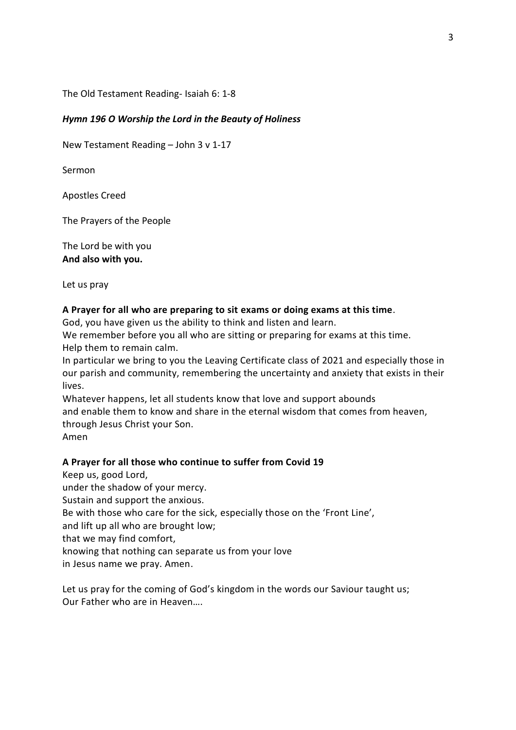The Old Testament Reading- Isaiah 6: 1-8

***Hymn 196 O Worship the Lord in the Beauty of Holiness***

New Testament Reading – John 3 v 1-17

Sermon

Apostles Creed

The Prayers of the People

The Lord be with you
**And also with you.**

Let us pray

**A Prayer for all who are preparing to sit exams or doing exams at this time**.
God, you have given us the ability to think and listen and learn.
We remember before you all who are sitting or preparing for exams at this time.
Help them to remain calm.
In particular we bring to you the Leaving Certificate class of 2021 and especially those in our parish and community, remembering the uncertainty and anxiety that exists in their lives.
Whatever happens, let all students know that love and support abounds
and enable them to know and share in the eternal wisdom that comes from heaven,
through Jesus Christ your Son.
Amen

**A Prayer for all those who continue to suffer from Covid 19**
Keep us, good Lord,
under the shadow of your mercy.
Sustain and support the anxious.
Be with those who care for the sick, especially those on the 'Front Line',
and lift up all who are brought low;
that we may find comfort,
knowing that nothing can separate us from your love
in Jesus name we pray. Amen.

Let us pray for the coming of God's kingdom in the words our Saviour taught us;
Our Father who are in Heaven….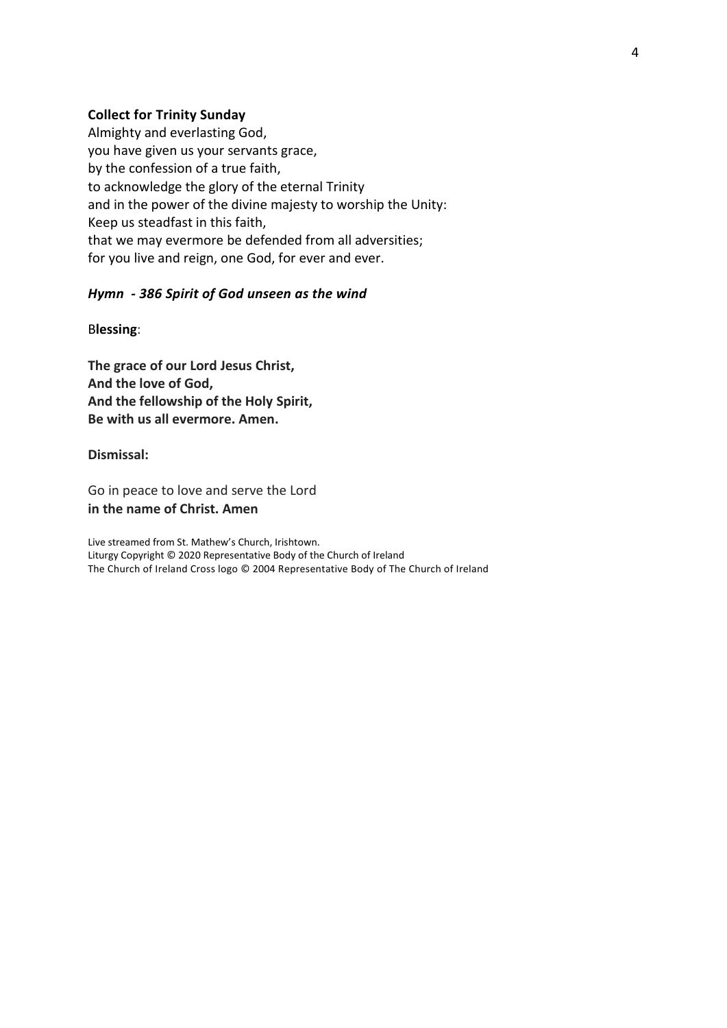**Collect for Trinity Sunday**
Almighty and everlasting God,
you have given us your servants grace,
by the confession of a true faith,
to acknowledge the glory of the eternal Trinity
and in the power of the divine majesty to worship the Unity:
Keep us steadfast in this faith,
that we may evermore be defended from all adversities;
for you live and reign, one God, for ever and ever.

***Hymn - 386 Spirit of God unseen as the wind***

B**lessing**:

**The grace of our Lord Jesus Christ,**
**And the love of God,**
**And the fellowship of the Holy Spirit,**
**Be with us all evermore. Amen.**

**Dismissal:**

Go in peace to love and serve the Lord
**in the name of Christ. Amen**

Live streamed from St. Mathew's Church, Irishtown.
Liturgy Copyright © 2020 Representative Body of the Church of Ireland
The Church of Ireland Cross logo © 2004 Representative Body of The Church of Ireland